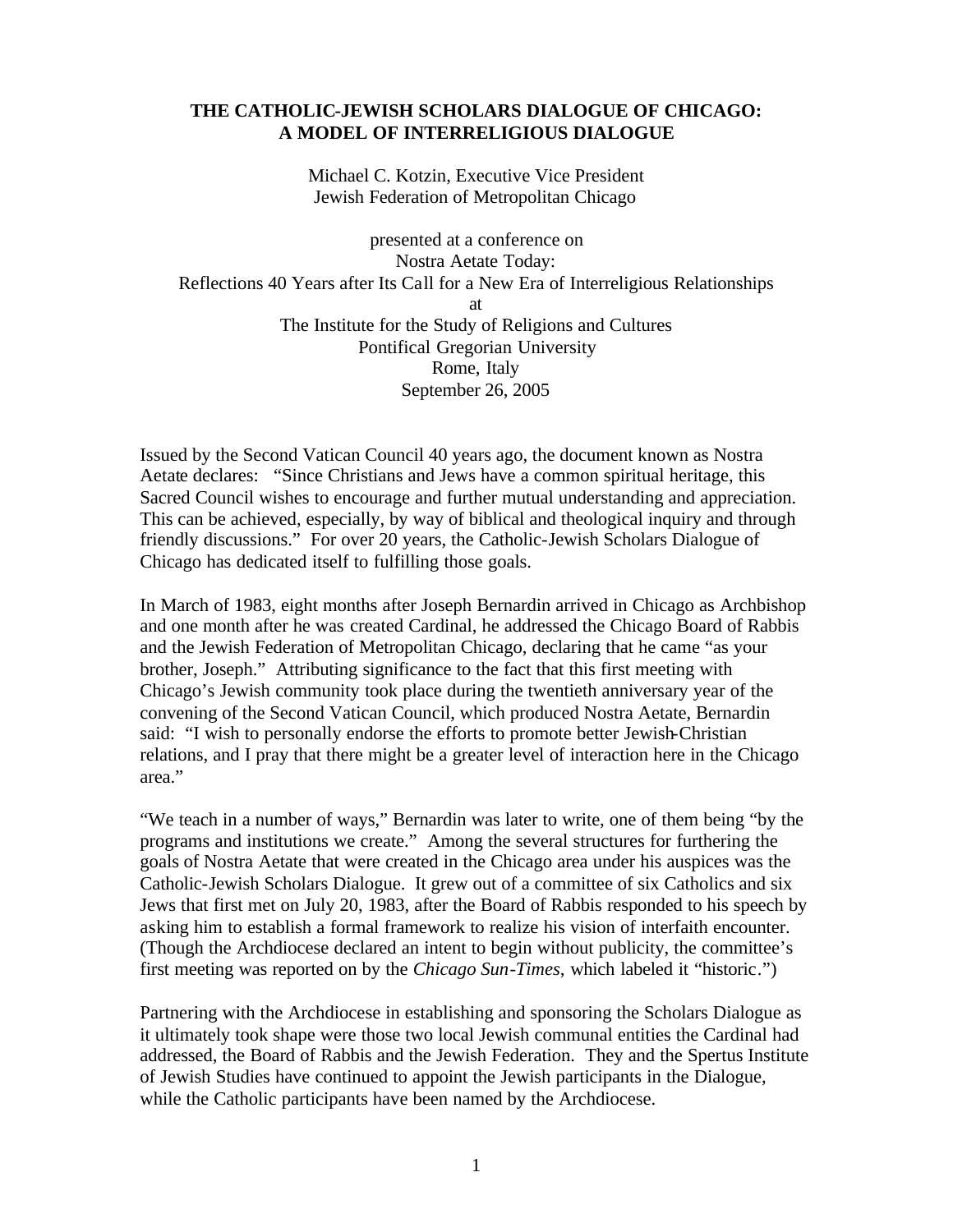# THE CATHOLIC-JEWISH SCHOLARS DIALOGUE OF CHICAGO: A MODEL OF INTERRELIGIOUS DIALOGUE

Michael C. Kotzin, Executive Vice President
Jewish Federation of Metropolitan Chicago

presented at a conference on
Nostra Aetate Today:
Reflections 40 Years after Its Call for a New Era of Interreligious Relationships
at
The Institute for the Study of Religions and Cultures
Pontifical Gregorian University
Rome, Italy
September 26, 2005

Issued by the Second Vatican Council 40 years ago, the document known as Nostra Aetate declares: "Since Christians and Jews have a common spiritual heritage, this Sacred Council wishes to encourage and further mutual understanding and appreciation. This can be achieved, especially, by way of biblical and theological inquiry and through friendly discussions." For over 20 years, the Catholic-Jewish Scholars Dialogue of Chicago has dedicated itself to fulfilling those goals.

In March of 1983, eight months after Joseph Bernardin arrived in Chicago as Archbishop and one month after he was created Cardinal, he addressed the Chicago Board of Rabbis and the Jewish Federation of Metropolitan Chicago, declaring that he came "as your brother, Joseph." Attributing significance to the fact that this first meeting with Chicago's Jewish community took place during the twentieth anniversary year of the convening of the Second Vatican Council, which produced Nostra Aetate, Bernardin said: "I wish to personally endorse the efforts to promote better Jewish-Christian relations, and I pray that there might be a greater level of interaction here in the Chicago area."

"We teach in a number of ways," Bernardin was later to write, one of them being "by the programs and institutions we create." Among the several structures for furthering the goals of Nostra Aetate that were created in the Chicago area under his auspices was the Catholic-Jewish Scholars Dialogue. It grew out of a committee of six Catholics and six Jews that first met on July 20, 1983, after the Board of Rabbis responded to his speech by asking him to establish a formal framework to realize his vision of interfaith encounter. (Though the Archdiocese declared an intent to begin without publicity, the committee's first meeting was reported on by the *Chicago Sun-Times*, which labeled it "historic.")

Partnering with the Archdiocese in establishing and sponsoring the Scholars Dialogue as it ultimately took shape were those two local Jewish communal entities the Cardinal had addressed, the Board of Rabbis and the Jewish Federation. They and the Spertus Institute of Jewish Studies have continued to appoint the Jewish participants in the Dialogue, while the Catholic participants have been named by the Archdiocese.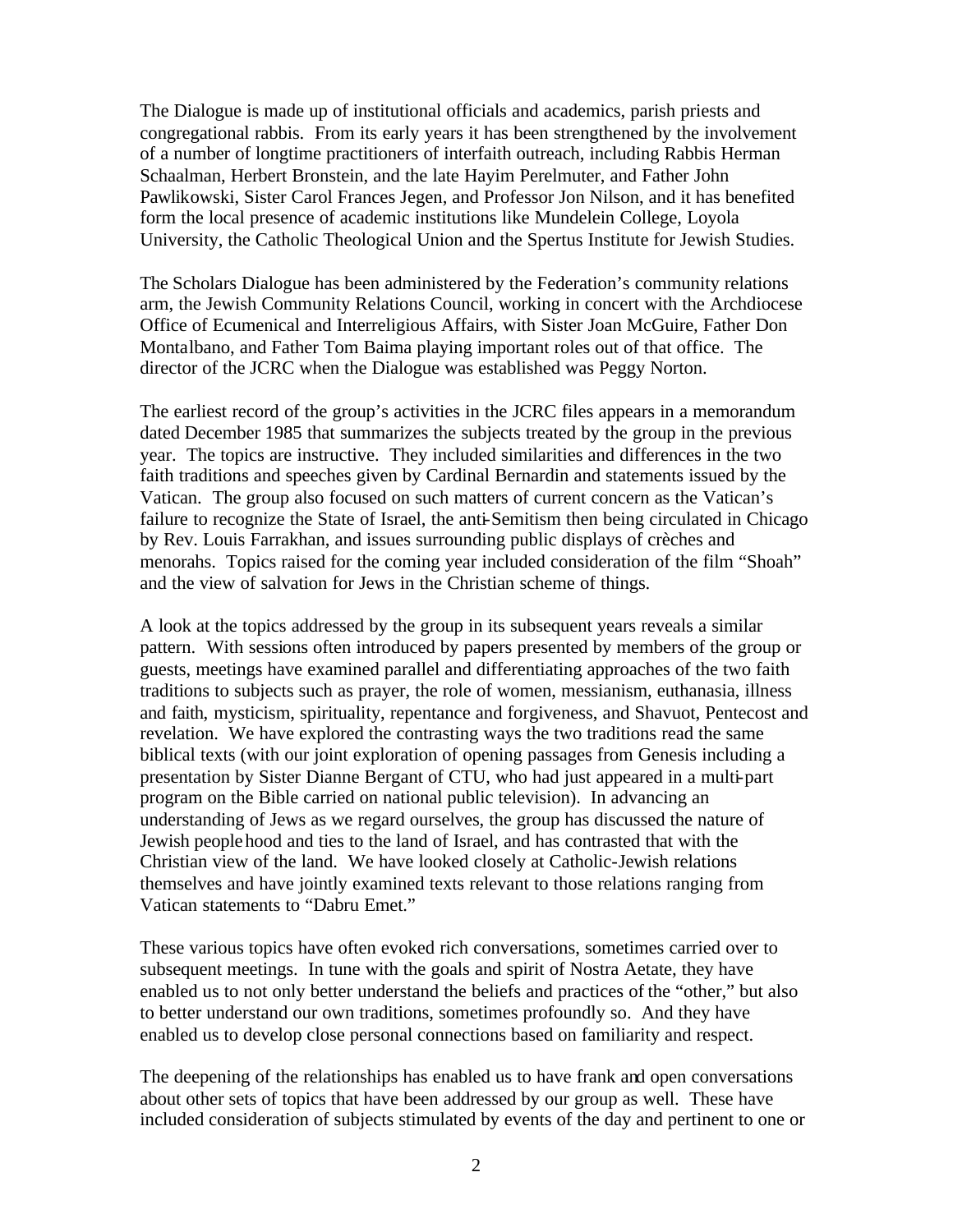The Dialogue is made up of institutional officials and academics, parish priests and congregational rabbis. From its early years it has been strengthened by the involvement of a number of longtime practitioners of interfaith outreach, including Rabbis Herman Schaalman, Herbert Bronstein, and the late Hayim Perelmuter, and Father John Pawlikowski, Sister Carol Frances Jegen, and Professor Jon Nilson, and it has benefited form the local presence of academic institutions like Mundelein College, Loyola University, the Catholic Theological Union and the Spertus Institute for Jewish Studies.

The Scholars Dialogue has been administered by the Federation's community relations arm, the Jewish Community Relations Council, working in concert with the Archdiocese Office of Ecumenical and Interreligious Affairs, with Sister Joan McGuire, Father Don Montalbano, and Father Tom Baima playing important roles out of that office. The director of the JCRC when the Dialogue was established was Peggy Norton.

The earliest record of the group's activities in the JCRC files appears in a memorandum dated December 1985 that summarizes the subjects treated by the group in the previous year. The topics are instructive. They included similarities and differences in the two faith traditions and speeches given by Cardinal Bernardin and statements issued by the Vatican. The group also focused on such matters of current concern as the Vatican's failure to recognize the State of Israel, the anti-Semitism then being circulated in Chicago by Rev. Louis Farrakhan, and issues surrounding public displays of crèches and menorahs. Topics raised for the coming year included consideration of the film "Shoah" and the view of salvation for Jews in the Christian scheme of things.

A look at the topics addressed by the group in its subsequent years reveals a similar pattern. With sessions often introduced by papers presented by members of the group or guests, meetings have examined parallel and differentiating approaches of the two faith traditions to subjects such as prayer, the role of women, messianism, euthanasia, illness and faith, mysticism, spirituality, repentance and forgiveness, and Shavuot, Pentecost and revelation. We have explored the contrasting ways the two traditions read the same biblical texts (with our joint exploration of opening passages from Genesis including a presentation by Sister Dianne Bergant of CTU, who had just appeared in a multi-part program on the Bible carried on national public television). In advancing an understanding of Jews as we regard ourselves, the group has discussed the nature of Jewish peoplehood and ties to the land of Israel, and has contrasted that with the Christian view of the land. We have looked closely at Catholic-Jewish relations themselves and have jointly examined texts relevant to those relations ranging from Vatican statements to "Dabru Emet."

These various topics have often evoked rich conversations, sometimes carried over to subsequent meetings. In tune with the goals and spirit of Nostra Aetate, they have enabled us to not only better understand the beliefs and practices of the "other," but also to better understand our own traditions, sometimes profoundly so. And they have enabled us to develop close personal connections based on familiarity and respect.

The deepening of the relationships has enabled us to have frank and open conversations about other sets of topics that have been addressed by our group as well. These have included consideration of subjects stimulated by events of the day and pertinent to one or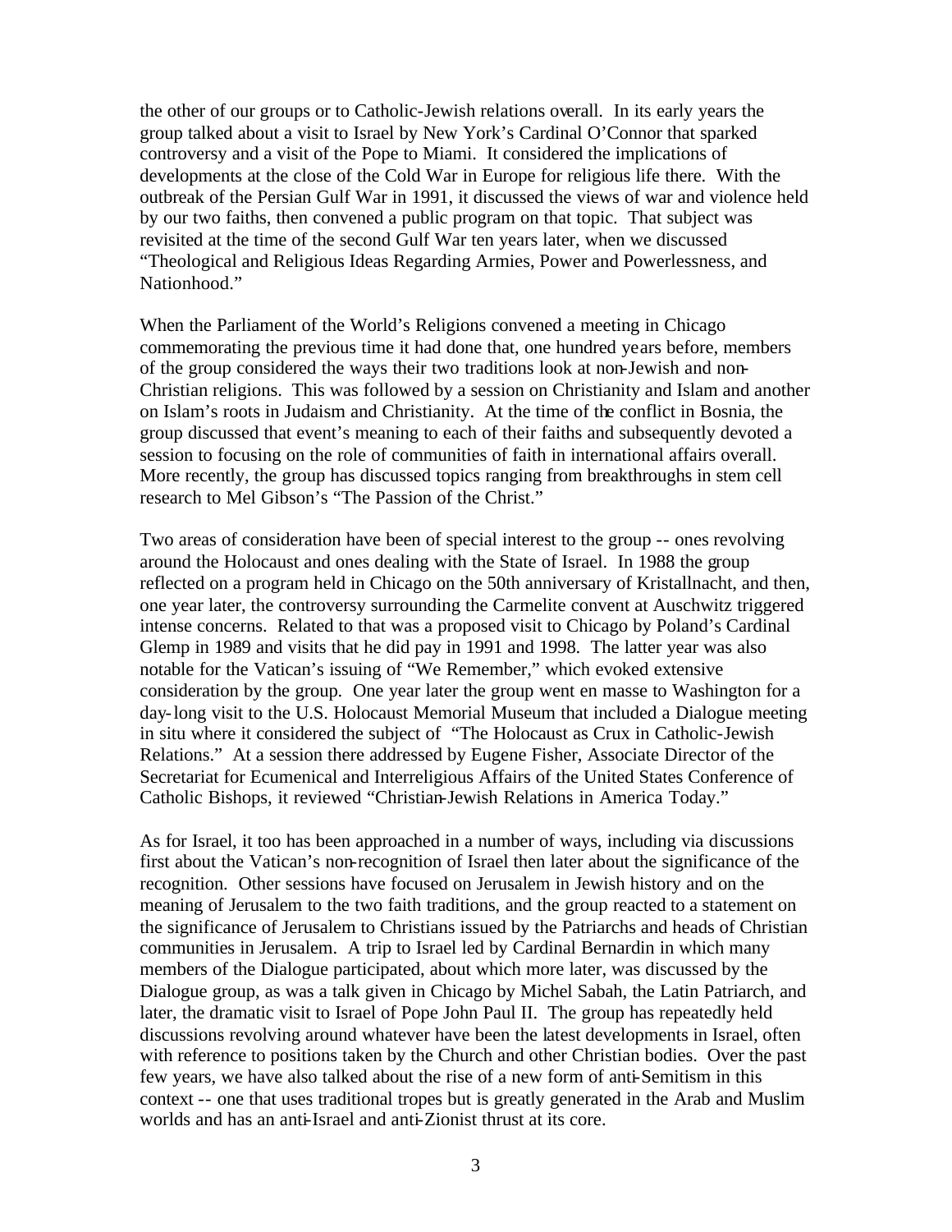the other of our groups or to Catholic-Jewish relations overall. In its early years the group talked about a visit to Israel by New York's Cardinal O'Connor that sparked controversy and a visit of the Pope to Miami. It considered the implications of developments at the close of the Cold War in Europe for religious life there. With the outbreak of the Persian Gulf War in 1991, it discussed the views of war and violence held by our two faiths, then convened a public program on that topic. That subject was revisited at the time of the second Gulf War ten years later, when we discussed "Theological and Religious Ideas Regarding Armies, Power and Powerlessness, and Nationhood."

When the Parliament of the World's Religions convened a meeting in Chicago commemorating the previous time it had done that, one hundred years before, members of the group considered the ways their two traditions look at non-Jewish and non-Christian religions. This was followed by a session on Christianity and Islam and another on Islam's roots in Judaism and Christianity. At the time of the conflict in Bosnia, the group discussed that event's meaning to each of their faiths and subsequently devoted a session to focusing on the role of communities of faith in international affairs overall. More recently, the group has discussed topics ranging from breakthroughs in stem cell research to Mel Gibson's "The Passion of the Christ."

Two areas of consideration have been of special interest to the group -- ones revolving around the Holocaust and ones dealing with the State of Israel. In 1988 the group reflected on a program held in Chicago on the 50th anniversary of Kristallnacht, and then, one year later, the controversy surrounding the Carmelite convent at Auschwitz triggered intense concerns. Related to that was a proposed visit to Chicago by Poland's Cardinal Glemp in 1989 and visits that he did pay in 1991 and 1998. The latter year was also notable for the Vatican's issuing of "We Remember," which evoked extensive consideration by the group. One year later the group went en masse to Washington for a day-long visit to the U.S. Holocaust Memorial Museum that included a Dialogue meeting in situ where it considered the subject of "The Holocaust as Crux in Catholic-Jewish Relations." At a session there addressed by Eugene Fisher, Associate Director of the Secretariat for Ecumenical and Interreligious Affairs of the United States Conference of Catholic Bishops, it reviewed "Christian-Jewish Relations in America Today."

As for Israel, it too has been approached in a number of ways, including via discussions first about the Vatican's non-recognition of Israel then later about the significance of the recognition. Other sessions have focused on Jerusalem in Jewish history and on the meaning of Jerusalem to the two faith traditions, and the group reacted to a statement on the significance of Jerusalem to Christians issued by the Patriarchs and heads of Christian communities in Jerusalem. A trip to Israel led by Cardinal Bernardin in which many members of the Dialogue participated, about which more later, was discussed by the Dialogue group, as was a talk given in Chicago by Michel Sabah, the Latin Patriarch, and later, the dramatic visit to Israel of Pope John Paul II. The group has repeatedly held discussions revolving around whatever have been the latest developments in Israel, often with reference to positions taken by the Church and other Christian bodies. Over the past few years, we have also talked about the rise of a new form of anti-Semitism in this context -- one that uses traditional tropes but is greatly generated in the Arab and Muslim worlds and has an anti-Israel and anti-Zionist thrust at its core.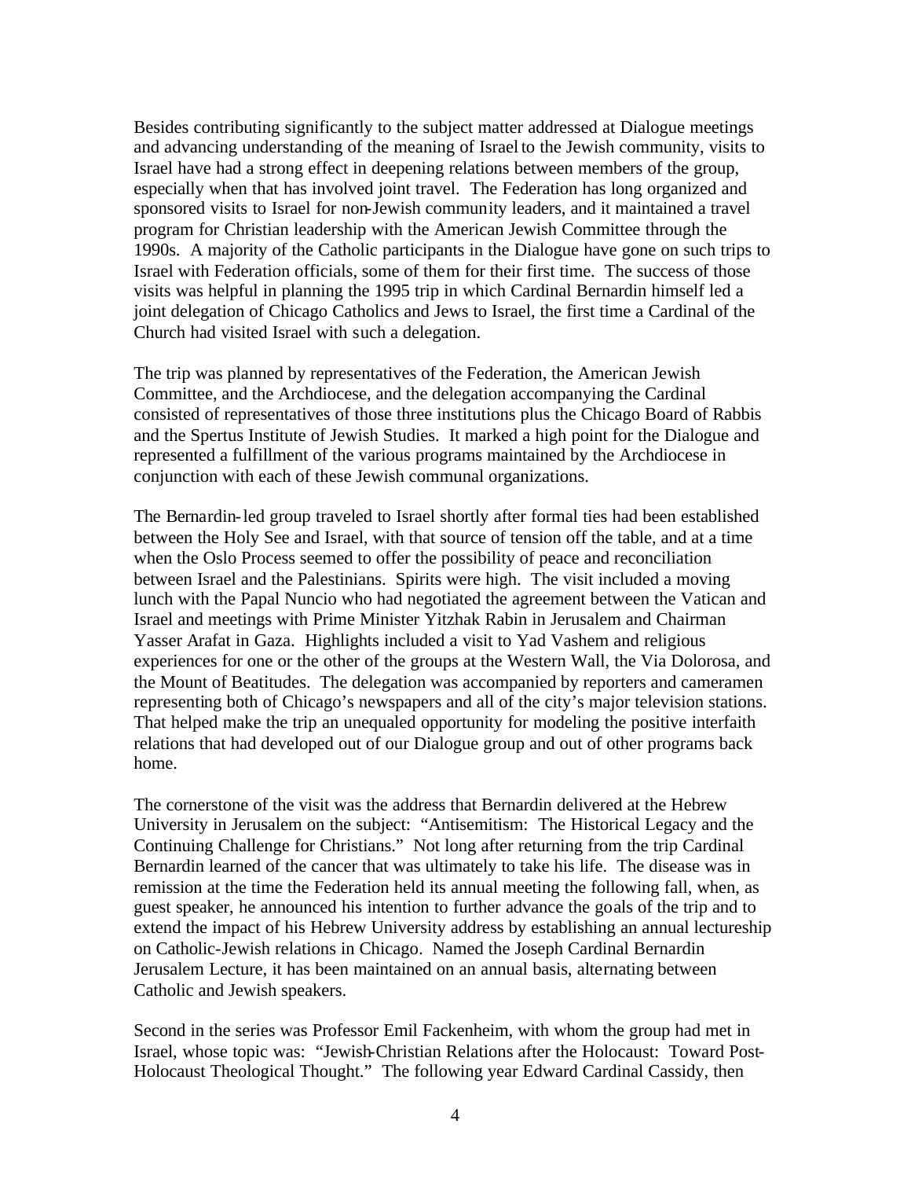Besides contributing significantly to the subject matter addressed at Dialogue meetings and advancing understanding of the meaning of Israel to the Jewish community, visits to Israel have had a strong effect in deepening relations between members of the group, especially when that has involved joint travel. The Federation has long organized and sponsored visits to Israel for non-Jewish community leaders, and it maintained a travel program for Christian leadership with the American Jewish Committee through the 1990s. A majority of the Catholic participants in the Dialogue have gone on such trips to Israel with Federation officials, some of them for their first time. The success of those visits was helpful in planning the 1995 trip in which Cardinal Bernardin himself led a joint delegation of Chicago Catholics and Jews to Israel, the first time a Cardinal of the Church had visited Israel with such a delegation.

The trip was planned by representatives of the Federation, the American Jewish Committee, and the Archdiocese, and the delegation accompanying the Cardinal consisted of representatives of those three institutions plus the Chicago Board of Rabbis and the Spertus Institute of Jewish Studies. It marked a high point for the Dialogue and represented a fulfillment of the various programs maintained by the Archdiocese in conjunction with each of these Jewish communal organizations.

The Bernardin-led group traveled to Israel shortly after formal ties had been established between the Holy See and Israel, with that source of tension off the table, and at a time when the Oslo Process seemed to offer the possibility of peace and reconciliation between Israel and the Palestinians. Spirits were high. The visit included a moving lunch with the Papal Nuncio who had negotiated the agreement between the Vatican and Israel and meetings with Prime Minister Yitzhak Rabin in Jerusalem and Chairman Yasser Arafat in Gaza. Highlights included a visit to Yad Vashem and religious experiences for one or the other of the groups at the Western Wall, the Via Dolorosa, and the Mount of Beatitudes. The delegation was accompanied by reporters and cameramen representing both of Chicago's newspapers and all of the city's major television stations. That helped make the trip an unequaled opportunity for modeling the positive interfaith relations that had developed out of our Dialogue group and out of other programs back home.

The cornerstone of the visit was the address that Bernardin delivered at the Hebrew University in Jerusalem on the subject: "Antisemitism: The Historical Legacy and the Continuing Challenge for Christians." Not long after returning from the trip Cardinal Bernardin learned of the cancer that was ultimately to take his life. The disease was in remission at the time the Federation held its annual meeting the following fall, when, as guest speaker, he announced his intention to further advance the goals of the trip and to extend the impact of his Hebrew University address by establishing an annual lectureship on Catholic-Jewish relations in Chicago. Named the Joseph Cardinal Bernardin Jerusalem Lecture, it has been maintained on an annual basis, alternating between Catholic and Jewish speakers.

Second in the series was Professor Emil Fackenheim, with whom the group had met in Israel, whose topic was: "Jewish-Christian Relations after the Holocaust: Toward Post-Holocaust Theological Thought." The following year Edward Cardinal Cassidy, then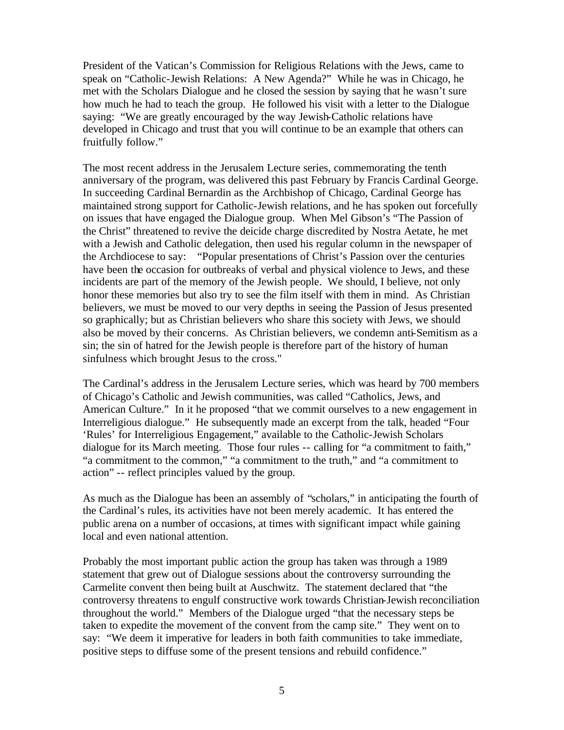President of the Vatican's Commission for Religious Relations with the Jews, came to speak on "Catholic-Jewish Relations: A New Agenda?" While he was in Chicago, he met with the Scholars Dialogue and he closed the session by saying that he wasn't sure how much he had to teach the group. He followed his visit with a letter to the Dialogue saying: "We are greatly encouraged by the way Jewish-Catholic relations have developed in Chicago and trust that you will continue to be an example that others can fruitfully follow."

The most recent address in the Jerusalem Lecture series, commemorating the tenth anniversary of the program, was delivered this past February by Francis Cardinal George. In succeeding Cardinal Bernardin as the Archbishop of Chicago, Cardinal George has maintained strong support for Catholic-Jewish relations, and he has spoken out forcefully on issues that have engaged the Dialogue group. When Mel Gibson's "The Passion of the Christ" threatened to revive the deicide charge discredited by Nostra Aetate, he met with a Jewish and Catholic delegation, then used his regular column in the newspaper of the Archdiocese to say: "Popular presentations of Christ's Passion over the centuries have been the occasion for outbreaks of verbal and physical violence to Jews, and these incidents are part of the memory of the Jewish people. We should, I believe, not only honor these memories but also try to see the film itself with them in mind. As Christian believers, we must be moved to our very depths in seeing the Passion of Jesus presented so graphically; but as Christian believers who share this society with Jews, we should also be moved by their concerns. As Christian believers, we condemn anti-Semitism as a sin; the sin of hatred for the Jewish people is therefore part of the history of human sinfulness which brought Jesus to the cross."

The Cardinal's address in the Jerusalem Lecture series, which was heard by 700 members of Chicago's Catholic and Jewish communities, was called "Catholics, Jews, and American Culture." In it he proposed "that we commit ourselves to a new engagement in Interreligious dialogue." He subsequently made an excerpt from the talk, headed "Four 'Rules' for Interreligious Engagement," available to the Catholic-Jewish Scholars dialogue for its March meeting. Those four rules -- calling for "a commitment to faith," "a commitment to the common," "a commitment to the truth," and "a commitment to action" -- reflect principles valued by the group.

As much as the Dialogue has been an assembly of "scholars," in anticipating the fourth of the Cardinal's rules, its activities have not been merely academic. It has entered the public arena on a number of occasions, at times with significant impact while gaining local and even national attention.

Probably the most important public action the group has taken was through a 1989 statement that grew out of Dialogue sessions about the controversy surrounding the Carmelite convent then being built at Auschwitz. The statement declared that "the controversy threatens to engulf constructive work towards Christian-Jewish reconciliation throughout the world." Members of the Dialogue urged "that the necessary steps be taken to expedite the movement of the convent from the camp site." They went on to say: "We deem it imperative for leaders in both faith communities to take immediate, positive steps to diffuse some of the present tensions and rebuild confidence."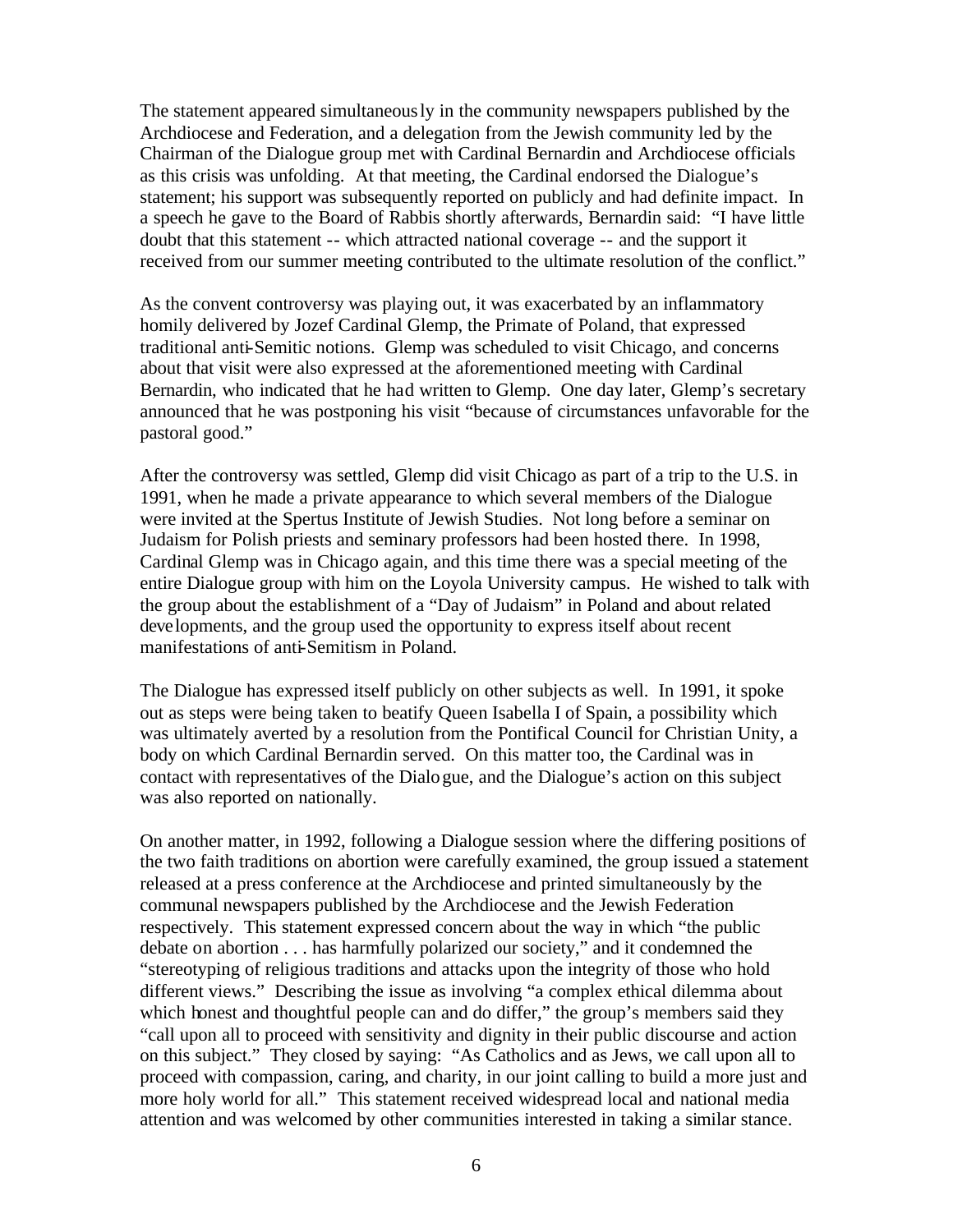The statement appeared simultaneously in the community newspapers published by the Archdiocese and Federation, and a delegation from the Jewish community led by the Chairman of the Dialogue group met with Cardinal Bernardin and Archdiocese officials as this crisis was unfolding. At that meeting, the Cardinal endorsed the Dialogue's statement; his support was subsequently reported on publicly and had definite impact. In a speech he gave to the Board of Rabbis shortly afterwards, Bernardin said: "I have little doubt that this statement -- which attracted national coverage -- and the support it received from our summer meeting contributed to the ultimate resolution of the conflict."

As the convent controversy was playing out, it was exacerbated by an inflammatory homily delivered by Jozef Cardinal Glemp, the Primate of Poland, that expressed traditional anti-Semitic notions. Glemp was scheduled to visit Chicago, and concerns about that visit were also expressed at the aforementioned meeting with Cardinal Bernardin, who indicated that he had written to Glemp. One day later, Glemp's secretary announced that he was postponing his visit "because of circumstances unfavorable for the pastoral good."

After the controversy was settled, Glemp did visit Chicago as part of a trip to the U.S. in 1991, when he made a private appearance to which several members of the Dialogue were invited at the Spertus Institute of Jewish Studies. Not long before a seminar on Judaism for Polish priests and seminary professors had been hosted there. In 1998, Cardinal Glemp was in Chicago again, and this time there was a special meeting of the entire Dialogue group with him on the Loyola University campus. He wished to talk with the group about the establishment of a "Day of Judaism" in Poland and about related developments, and the group used the opportunity to express itself about recent manifestations of anti-Semitism in Poland.

The Dialogue has expressed itself publicly on other subjects as well. In 1991, it spoke out as steps were being taken to beatify Queen Isabella I of Spain, a possibility which was ultimately averted by a resolution from the Pontifical Council for Christian Unity, a body on which Cardinal Bernardin served. On this matter too, the Cardinal was in contact with representatives of the Dialogue, and the Dialogue's action on this subject was also reported on nationally.

On another matter, in 1992, following a Dialogue session where the differing positions of the two faith traditions on abortion were carefully examined, the group issued a statement released at a press conference at the Archdiocese and printed simultaneously by the communal newspapers published by the Archdiocese and the Jewish Federation respectively. This statement expressed concern about the way in which "the public debate on abortion . . . has harmfully polarized our society," and it condemned the "stereotyping of religious traditions and attacks upon the integrity of those who hold different views." Describing the issue as involving "a complex ethical dilemma about which honest and thoughtful people can and do differ," the group's members said they "call upon all to proceed with sensitivity and dignity in their public discourse and action on this subject." They closed by saying: "As Catholics and as Jews, we call upon all to proceed with compassion, caring, and charity, in our joint calling to build a more just and more holy world for all." This statement received widespread local and national media attention and was welcomed by other communities interested in taking a similar stance.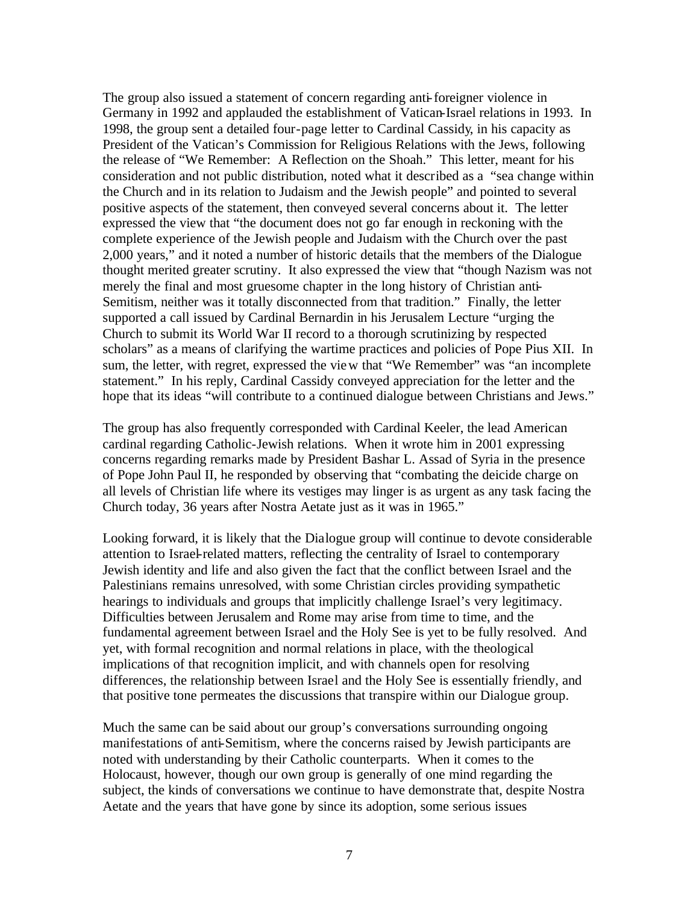The group also issued a statement of concern regarding anti-foreigner violence in Germany in 1992 and applauded the establishment of Vatican-Israel relations in 1993. In 1998, the group sent a detailed four-page letter to Cardinal Cassidy, in his capacity as President of the Vatican's Commission for Religious Relations with the Jews, following the release of "We Remember: A Reflection on the Shoah." This letter, meant for his consideration and not public distribution, noted what it described as a "sea change within the Church and in its relation to Judaism and the Jewish people" and pointed to several positive aspects of the statement, then conveyed several concerns about it. The letter expressed the view that "the document does not go far enough in reckoning with the complete experience of the Jewish people and Judaism with the Church over the past 2,000 years," and it noted a number of historic details that the members of the Dialogue thought merited greater scrutiny. It also expressed the view that "though Nazism was not merely the final and most gruesome chapter in the long history of Christian anti-Semitism, neither was it totally disconnected from that tradition." Finally, the letter supported a call issued by Cardinal Bernardin in his Jerusalem Lecture "urging the Church to submit its World War II record to a thorough scrutinizing by respected scholars" as a means of clarifying the wartime practices and policies of Pope Pius XII. In sum, the letter, with regret, expressed the view that "We Remember" was "an incomplete statement." In his reply, Cardinal Cassidy conveyed appreciation for the letter and the hope that its ideas "will contribute to a continued dialogue between Christians and Jews."

The group has also frequently corresponded with Cardinal Keeler, the lead American cardinal regarding Catholic-Jewish relations. When it wrote him in 2001 expressing concerns regarding remarks made by President Bashar L. Assad of Syria in the presence of Pope John Paul II, he responded by observing that "combating the deicide charge on all levels of Christian life where its vestiges may linger is as urgent as any task facing the Church today, 36 years after Nostra Aetate just as it was in 1965."

Looking forward, it is likely that the Dialogue group will continue to devote considerable attention to Israel-related matters, reflecting the centrality of Israel to contemporary Jewish identity and life and also given the fact that the conflict between Israel and the Palestinians remains unresolved, with some Christian circles providing sympathetic hearings to individuals and groups that implicitly challenge Israel's very legitimacy. Difficulties between Jerusalem and Rome may arise from time to time, and the fundamental agreement between Israel and the Holy See is yet to be fully resolved. And yet, with formal recognition and normal relations in place, with the theological implications of that recognition implicit, and with channels open for resolving differences, the relationship between Israel and the Holy See is essentially friendly, and that positive tone permeates the discussions that transpire within our Dialogue group.

Much the same can be said about our group's conversations surrounding ongoing manifestations of anti-Semitism, where the concerns raised by Jewish participants are noted with understanding by their Catholic counterparts. When it comes to the Holocaust, however, though our own group is generally of one mind regarding the subject, the kinds of conversations we continue to have demonstrate that, despite Nostra Aetate and the years that have gone by since its adoption, some serious issues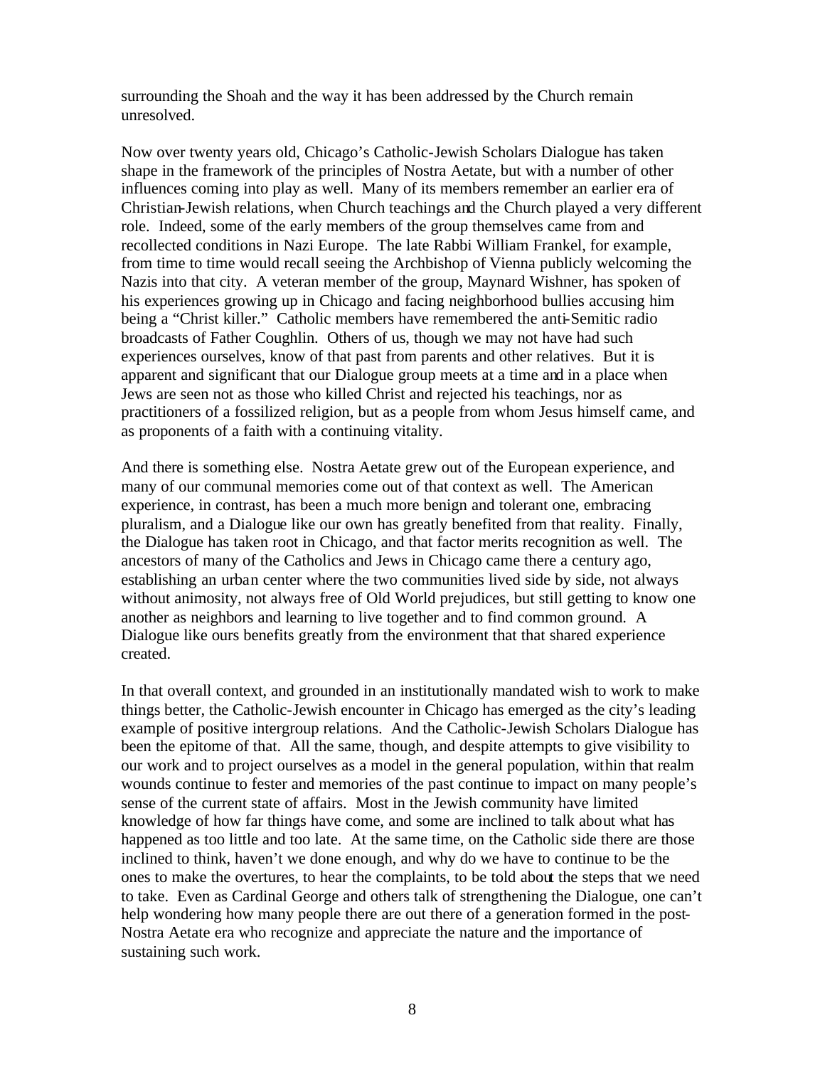surrounding the Shoah and the way it has been addressed by the Church remain unresolved.

Now over twenty years old, Chicago's Catholic-Jewish Scholars Dialogue has taken shape in the framework of the principles of Nostra Aetate, but with a number of other influences coming into play as well. Many of its members remember an earlier era of Christian-Jewish relations, when Church teachings and the Church played a very different role. Indeed, some of the early members of the group themselves came from and recollected conditions in Nazi Europe. The late Rabbi William Frankel, for example, from time to time would recall seeing the Archbishop of Vienna publicly welcoming the Nazis into that city. A veteran member of the group, Maynard Wishner, has spoken of his experiences growing up in Chicago and facing neighborhood bullies accusing him being a "Christ killer." Catholic members have remembered the anti-Semitic radio broadcasts of Father Coughlin. Others of us, though we may not have had such experiences ourselves, know of that past from parents and other relatives. But it is apparent and significant that our Dialogue group meets at a time and in a place when Jews are seen not as those who killed Christ and rejected his teachings, nor as practitioners of a fossilized religion, but as a people from whom Jesus himself came, and as proponents of a faith with a continuing vitality.

And there is something else. Nostra Aetate grew out of the European experience, and many of our communal memories come out of that context as well. The American experience, in contrast, has been a much more benign and tolerant one, embracing pluralism, and a Dialogue like our own has greatly benefited from that reality. Finally, the Dialogue has taken root in Chicago, and that factor merits recognition as well. The ancestors of many of the Catholics and Jews in Chicago came there a century ago, establishing an urban center where the two communities lived side by side, not always without animosity, not always free of Old World prejudices, but still getting to know one another as neighbors and learning to live together and to find common ground. A Dialogue like ours benefits greatly from the environment that that shared experience created.

In that overall context, and grounded in an institutionally mandated wish to work to make things better, the Catholic-Jewish encounter in Chicago has emerged as the city's leading example of positive intergroup relations. And the Catholic-Jewish Scholars Dialogue has been the epitome of that. All the same, though, and despite attempts to give visibility to our work and to project ourselves as a model in the general population, within that realm wounds continue to fester and memories of the past continue to impact on many people's sense of the current state of affairs. Most in the Jewish community have limited knowledge of how far things have come, and some are inclined to talk about what has happened as too little and too late. At the same time, on the Catholic side there are those inclined to think, haven't we done enough, and why do we have to continue to be the ones to make the overtures, to hear the complaints, to be told about the steps that we need to take. Even as Cardinal George and others talk of strengthening the Dialogue, one can't help wondering how many people there are out there of a generation formed in the post-Nostra Aetate era who recognize and appreciate the nature and the importance of sustaining such work.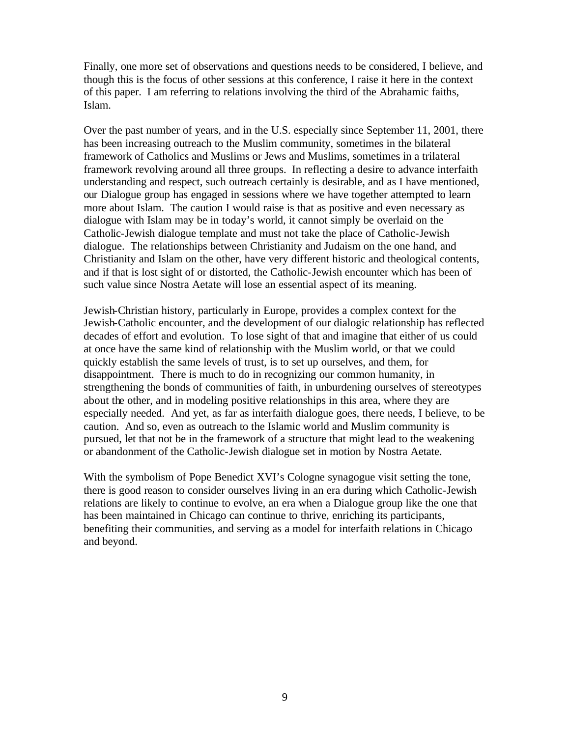Finally, one more set of observations and questions needs to be considered, I believe, and though this is the focus of other sessions at this conference, I raise it here in the context of this paper. I am referring to relations involving the third of the Abrahamic faiths, Islam.

Over the past number of years, and in the U.S. especially since September 11, 2001, there has been increasing outreach to the Muslim community, sometimes in the bilateral framework of Catholics and Muslims or Jews and Muslims, sometimes in a trilateral framework revolving around all three groups. In reflecting a desire to advance interfaith understanding and respect, such outreach certainly is desirable, and as I have mentioned, our Dialogue group has engaged in sessions where we have together attempted to learn more about Islam. The caution I would raise is that as positive and even necessary as dialogue with Islam may be in today's world, it cannot simply be overlaid on the Catholic-Jewish dialogue template and must not take the place of Catholic-Jewish dialogue. The relationships between Christianity and Judaism on the one hand, and Christianity and Islam on the other, have very different historic and theological contents, and if that is lost sight of or distorted, the Catholic-Jewish encounter which has been of such value since Nostra Aetate will lose an essential aspect of its meaning.

Jewish-Christian history, particularly in Europe, provides a complex context for the Jewish-Catholic encounter, and the development of our dialogic relationship has reflected decades of effort and evolution. To lose sight of that and imagine that either of us could at once have the same kind of relationship with the Muslim world, or that we could quickly establish the same levels of trust, is to set up ourselves, and them, for disappointment. There is much to do in recognizing our common humanity, in strengthening the bonds of communities of faith, in unburdening ourselves of stereotypes about the other, and in modeling positive relationships in this area, where they are especially needed. And yet, as far as interfaith dialogue goes, there needs, I believe, to be caution. And so, even as outreach to the Islamic world and Muslim community is pursued, let that not be in the framework of a structure that might lead to the weakening or abandonment of the Catholic-Jewish dialogue set in motion by Nostra Aetate.

With the symbolism of Pope Benedict XVI's Cologne synagogue visit setting the tone, there is good reason to consider ourselves living in an era during which Catholic-Jewish relations are likely to continue to evolve, an era when a Dialogue group like the one that has been maintained in Chicago can continue to thrive, enriching its participants, benefiting their communities, and serving as a model for interfaith relations in Chicago and beyond.